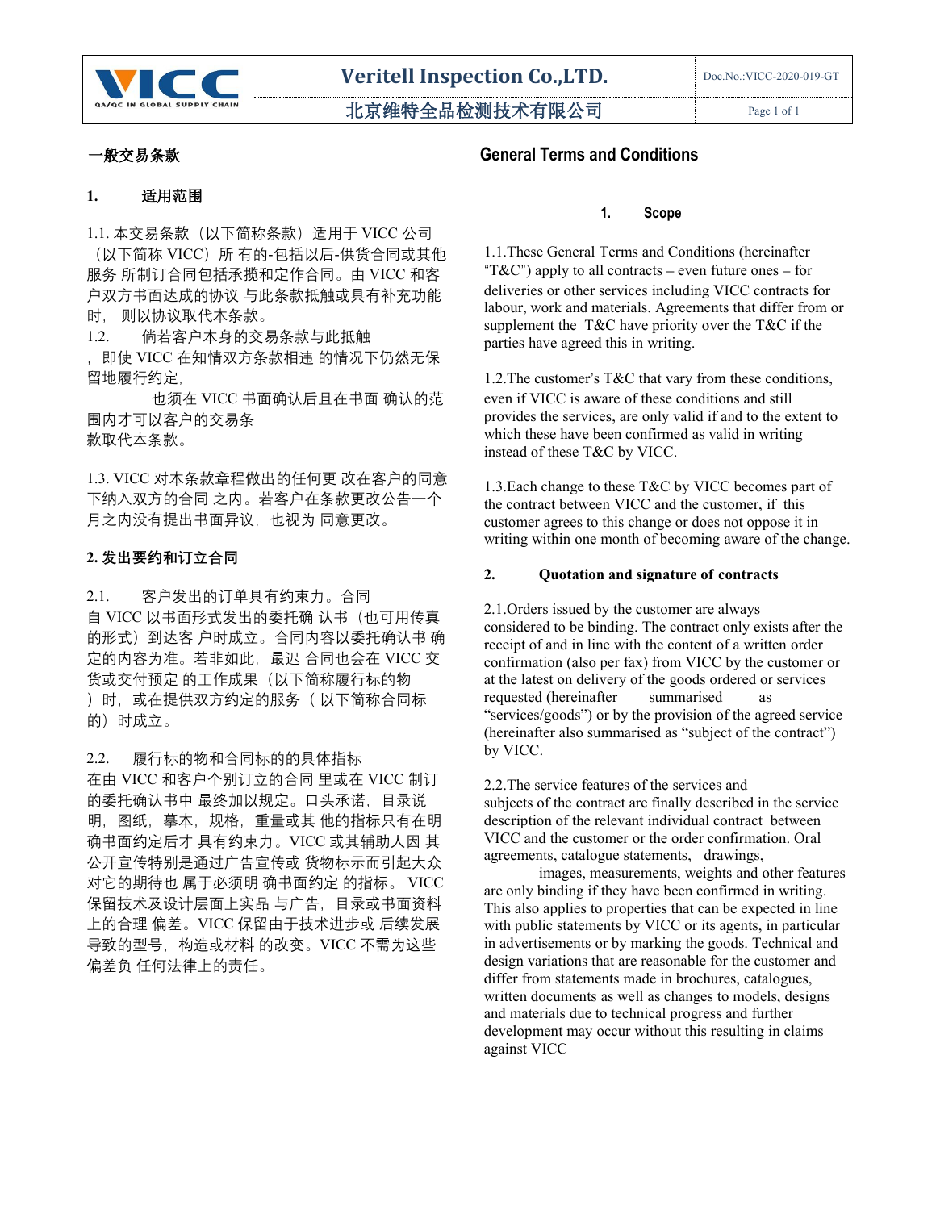# 一般交易条款

## 1. 适用范围

1.1. 本交易条款（以下简称条款）适用于 VICC 公司（以下简称 VICC）所 有的-包括以后-供货合同或其他服务 所制订合同包括承揽和定作合同。由 VICC 和客户双方书面达成的协议 与此条款抵触或具有补充功能时， 则以协议取代本条款。

1.2. 倘若客户本身的交易条款与此抵触，即使 VICC 在知情双方条款相违 的情况下仍然无保留地履行约定，也须在 VICC 书面确认后且在书面 确认的范围内才可以客户的交易条款取代本条款。

1.3. VICC 对本条款章程做出的任何更 改在客户的同意下纳入双方的合同 之内。若客户在条款更改公告一个月之内没有提出书面异议，也视为 同意更改。

## 2. 发出要约和订立合同

2.1. 客户发出的订单具有约束力。合同自 VICC 以书面形式发出的委托确 认书（也可用传真的形式）到达客 户时成立。合同内容以委托确认书 确定的内容为准。若非如此，最迟 合同也会在 VICC 交货或交付预定 的工作成果（以下简称履行标的物）时，或在提供双方约定的服务（以下简称合同标的）时成立。

2.2. 履行标的物和合同标的的具体指标在由 VICC 和客户个别订立的合同 里或在 VICC 制订的委托确认书中 最终加以规定。口头承诺，目录说明，图纸，摹本，规格，重量或其 他的指标只有在明确书面约定后才 具有约束力。VICC 或其辅助人因 其公开宣传特别是通过广告宣传或 货物标示而引起大众对它的期待也 属于必须明 确书面约定 的指标。 VICC 保留技术及设计层面上实品 与广告，目录或书面资料上的合理 偏差。VICC 保留由于技术进步或 后续发展导致的型号，构造或材料 的改变。VICC 不需为这些偏差负 任何法律上的责任。

# General Terms and Conditions

## 1. Scope

1.1.These General Terms and Conditions (hereinafter "T&C") apply to all contracts – even future ones – for deliveries or other services including VICC contracts for labour, work and materials. Agreements that differ from or supplement the T&C have priority over the T&C if the parties have agreed this in writing.

1.2.The customer's T&C that vary from these conditions, even if VICC is aware of these conditions and still provides the services, are only valid if and to the extent to which these have been confirmed as valid in writing instead of these T&C by VICC.

1.3.Each change to these T&C by VICC becomes part of the contract between VICC and the customer, if this customer agrees to this change or does not oppose it in writing within one month of becoming aware of the change.

## 2. Quotation and signature of contracts

2.1.Orders issued by the customer are always considered to be binding. The contract only exists after the receipt of and in line with the content of a written order confirmation (also per fax) from VICC by the customer or at the latest on delivery of the goods ordered or services requested (hereinafter summarised as "services/goods") or by the provision of the agreed service (hereinafter also summarised as "subject of the contract") by VICC.

2.2.The service features of the services and subjects of the contract are finally described in the service description of the relevant individual contract between VICC and the customer or the order confirmation. Oral agreements, catalogue statements, drawings, images, measurements, weights and other features are only binding if they have been confirmed in writing. This also applies to properties that can be expected in line with public statements by VICC or its agents, in particular in advertisements or by marking the goods. Technical and design variations that are reasonable for the customer and differ from statements made in brochures, catalogues, written documents as well as changes to models, designs and materials due to technical progress and further development may occur without this resulting in claims against VICC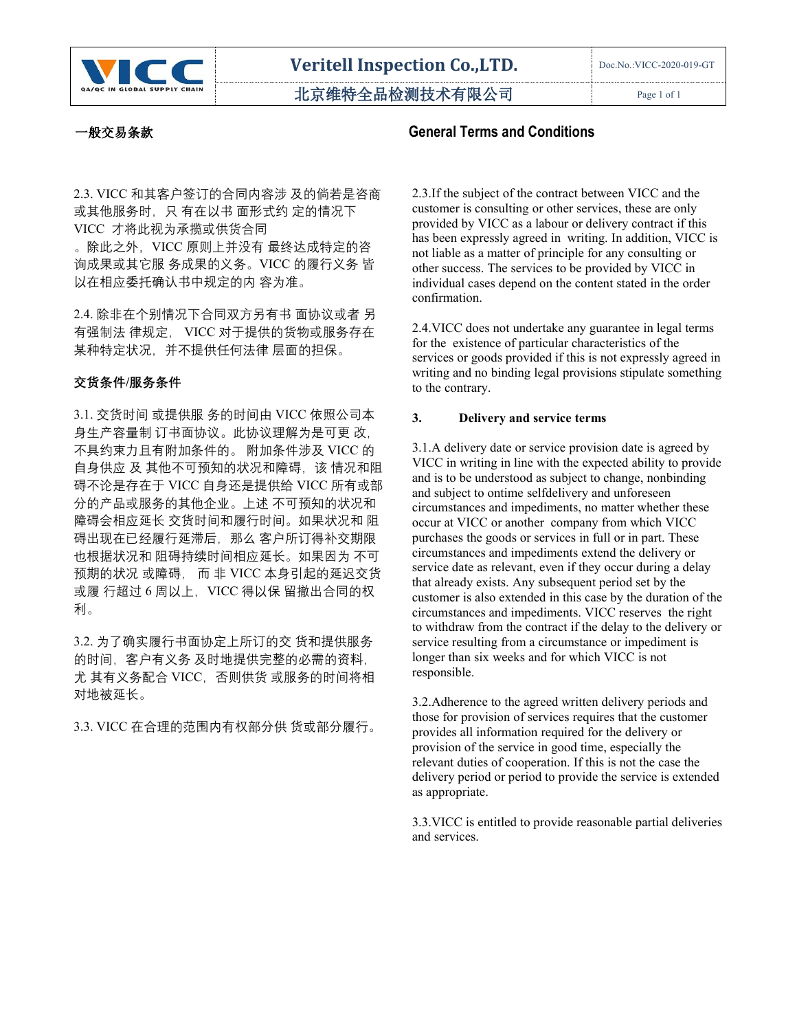## 一般交易条款

## General Terms and Conditions

2.3. VICC 和其客户签订的合同内容涉 及的倘若是咨商或其他服务时，只 有在以书 面形式约 定的情况下 VICC 才将此视为承揽或供货合同。除此之外，VICC 原则上并没有 最终达成特定的咨询成果或其它服 务成果的义务。VICC 的履行义务 皆以在相应委托确认书中规定的内 容为准。

2.4. 除非在个别情况下合同双方另有书 面协议或者 另有强制法 律规定， VICC 对于提供的货物或服务存在某种特定状况，并不提供任何法律 层面的担保。

### 交货条件/服务条件

3.1. 交货时间 或提供服 务的时间由 VICC 依照公司本身生产容量制 订书面协议。此协议理解为是可更 改，不具约束力且有附加条件的。 附加条件涉及 VICC 的自身供应 及 其他不可预知的状况和障碍，该 情况和阻碍不论是存在于 VICC 自身还是提供给 VICC 所有或部分的产品或服务的其他企业。上述 不可预知的状况和障碍会相应延长 交货时间和履行时间。如果状况和 阻碍出现在已经履行延滞后，那么 客户所订得补交期限也根据状况和 阻碍持续时间相应延长。如果因为 不可预期的状况 或障碍， 而 非 VICC 本身引起的延迟交货或履 行超过 6 周以上，VICC 得以保 留撤出合同的权利。

3.2. 为了确实履行书面协定上所订的交 货和提供服务的时间，客户有义务 及时地提供完整的必需的资料，尤 其有义务配合 VICC，否则供货 或服务的时间将相对地被延长。

3.3. VICC 在合理的范围内有权部分供 货或部分履行。

2.3.If the subject of the contract between VICC and the customer is consulting or other services, these are only provided by VICC as a labour or delivery contract if this has been expressly agreed in writing. In addition, VICC is not liable as a matter of principle for any consulting or other success. The services to be provided by VICC in individual cases depend on the content stated in the order confirmation.

2.4.VICC does not undertake any guarantee in legal terms for the existence of particular characteristics of the services or goods provided if this is not expressly agreed in writing and no binding legal provisions stipulate something to the contrary.

### 3. Delivery and service terms

3.1.A delivery date or service provision date is agreed by VICC in writing in line with the expected ability to provide and is to be understood as subject to change, nonbinding and subject to ontime selfdelivery and unforeseen circumstances and impediments, no matter whether these occur at VICC or another company from which VICC purchases the goods or services in full or in part. These circumstances and impediments extend the delivery or service date as relevant, even if they occur during a delay that already exists. Any subsequent period set by the customer is also extended in this case by the duration of the circumstances and impediments. VICC reserves the right to withdraw from the contract if the delay to the delivery or service resulting from a circumstance or impediment is longer than six weeks and for which VICC is not responsible.

3.2.Adherence to the agreed written delivery periods and those for provision of services requires that the customer provides all information required for the delivery or provision of the service in good time, especially the relevant duties of cooperation. If this is not the case the delivery period or period to provide the service is extended as appropriate.

3.3.VICC is entitled to provide reasonable partial deliveries and services.